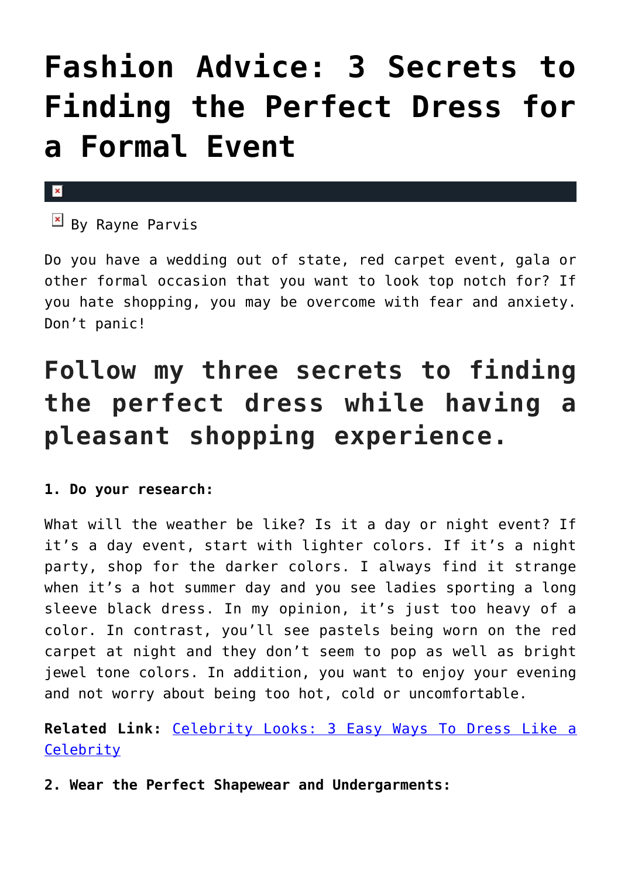# Fashion Advice: 3 Secrets to Finding the Perfect Dress for a Formal Event

By Rayne Parvis

Do you have a wedding out of state, red carpet event, gala or other formal occasion that you want to look top notch for? If you hate shopping, you may be overcome with fear and anxiety. Don't panic!

## Follow my three secrets to finding the perfect dress while having a pleasant shopping experience.

**1. Do your research:**

What will the weather be like? Is it a day or night event? If it's a day event, start with lighter colors. If it's a night party, shop for the darker colors. I always find it strange when it's a hot summer day and you see ladies sporting a long sleeve black dress. In my opinion, it's just too heavy of a color. In contrast, you'll see pastels being worn on the red carpet at night and they don't seem to pop as well as bright jewel tone colors. In addition, you want to enjoy your evening and not worry about being too hot, cold or uncomfortable.

**Related Link:** Celebrity Looks: 3 Easy Ways To Dress Like a Celebrity

**2. Wear the Perfect Shapewear and Undergarments:**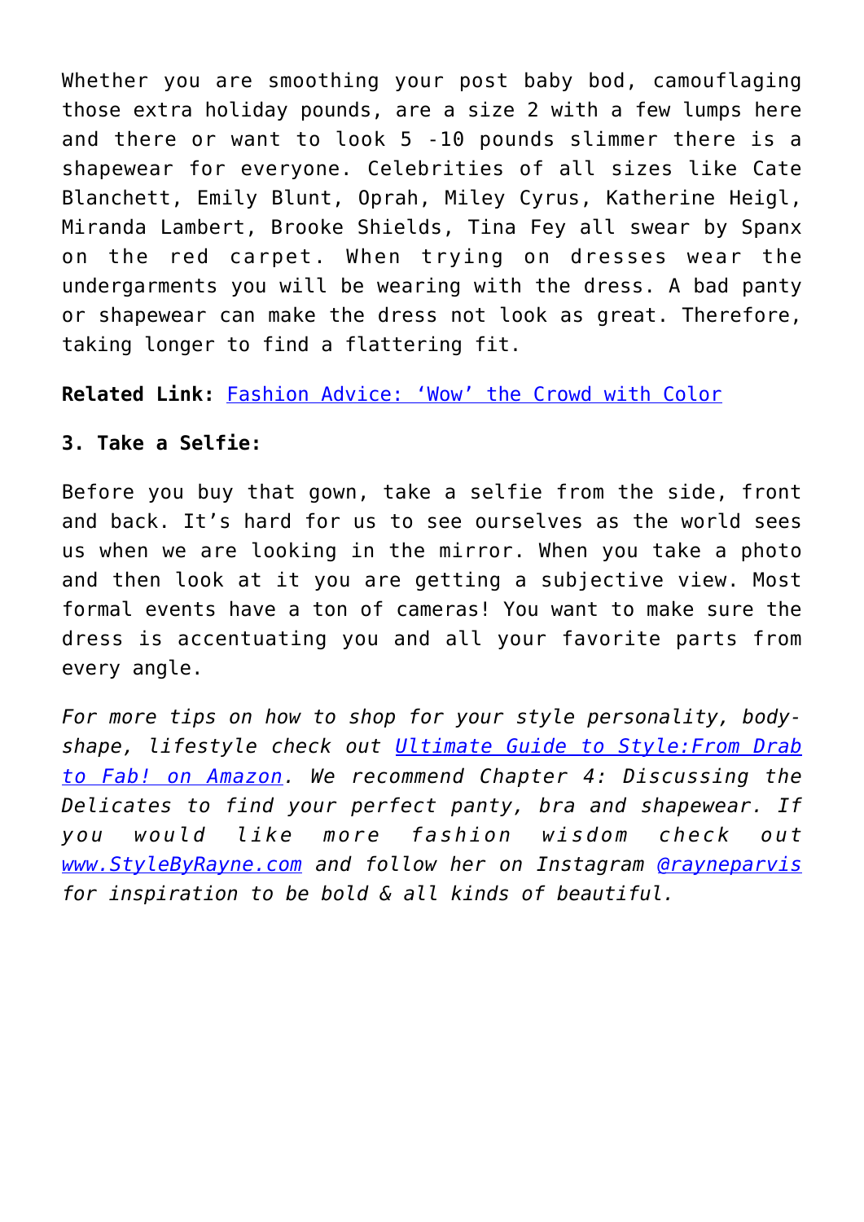Whether you are smoothing your post baby bod, camouflaging those extra holiday pounds, are a size 2 with a few lumps here and there or want to look 5 -10 pounds slimmer there is a shapewear for everyone. Celebrities of all sizes like Cate Blanchett, Emily Blunt, Oprah, Miley Cyrus, Katherine Heigl, Miranda Lambert, Brooke Shields, Tina Fey all swear by Spanx on the red carpet. When trying on dresses wear the undergarments you will be wearing with the dress. A bad panty or shapewear can make the dress not look as great. Therefore, taking longer to find a flattering fit.

**Related Link:** [Fashion Advice: 'Wow' the Crowd with Color]()

**3. Take a Selfie:**

Before you buy that gown, take a selfie from the side, front and back. It's hard for us to see ourselves as the world sees us when we are looking in the mirror. When you take a photo and then look at it you are getting a subjective view. Most formal events have a ton of cameras! You want to make sure the dress is accentuating you and all your favorite parts from every angle.

*For more tips on how to shop for your style personality, body-shape, lifestyle check out [Ultimate Guide to Style:From Drab to Fab! on Amazon](). We recommend Chapter 4: Discussing the Delicates to find your perfect panty, bra and shapewear. If you would like more fashion wisdom check out [www.StyleByRayne.com]() and follow her on Instagram [@rayneparvis]() for inspiration to be bold & all kinds of beautiful.*